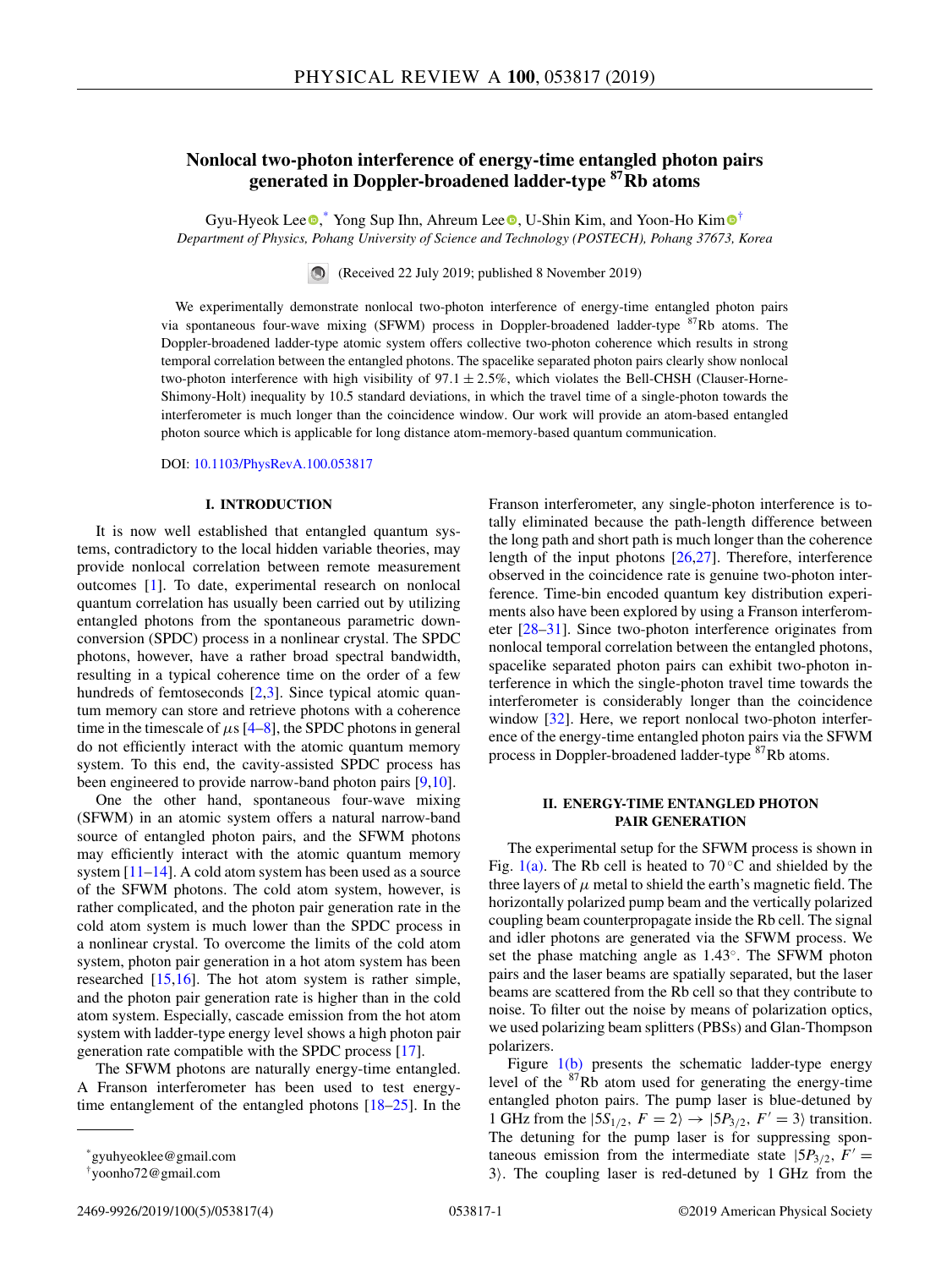# Nonlocal two-photon interference of energy-time entangled photon pairs generated in Doppler-broadened ladder-type $^{87}$Rb atoms

Gyu-Hyeok Lee,[*] Yong Sup Ihn, Ahreum Lee, U-Shin Kim, and Yoon-Ho Kim[†]

*Department of Physics, Pohang University of Science and Technology (POSTECH), Pohang 37673, Korea*

(Received 22 July 2019; published 8 November 2019)

We experimentally demonstrate nonlocal two-photon interference of energy-time entangled photon pairs via spontaneous four-wave mixing (SFWM) process in Doppler-broadened ladder-type $^{87}$Rb atoms. The Doppler-broadened ladder-type atomic system offers collective two-photon coherence which results in strong temporal correlation between the entangled photons. The spacelike separated photon pairs clearly show nonlocal two-photon interference with high visibility of $97.1 \pm 2.5\%$, which violates the Bell-CHSH (Clauser-Horne-Shimony-Holt) inequality by 10.5 standard deviations, in which the travel time of a single-photon towards the interferometer is much longer than the coincidence window. Our work will provide an atom-based entangled photon source which is applicable for long distance atom-memory-based quantum communication.

DOI: 10.1103/PhysRevA.100.053817

## I. INTRODUCTION

It is now well established that entangled quantum systems, contradictory to the local hidden variable theories, may provide nonlocal correlation between remote measurement outcomes [1]. To date, experimental research on nonlocal quantum correlation has usually been carried out by utilizing entangled photons from the spontaneous parametric down-conversion (SPDC) process in a nonlinear crystal. The SPDC photons, however, have a rather broad spectral bandwidth, resulting in a typical coherence time on the order of a few hundreds of femtoseconds [2,3]. Since typical atomic quantum memory can store and retrieve photons with a coherence time in the timescale of $\mu$s [4–8], the SPDC photons in general do not efficiently interact with the atomic quantum memory system. To this end, the cavity-assisted SPDC process has been engineered to provide narrow-band photon pairs [9,10].

One the other hand, spontaneous four-wave mixing (SFWM) in an atomic system offers a natural narrow-band source of entangled photon pairs, and the SFWM photons may efficiently interact with the atomic quantum memory system [11–14]. A cold atom system has been used as a source of the SFWM photons. The cold atom system, however, is rather complicated, and the photon pair generation rate in the cold atom system is much lower than the SPDC process in a nonlinear crystal. To overcome the limits of the cold atom system, photon pair generation in a hot atom system has been researched [15,16]. The hot atom system is rather simple, and the photon pair generation rate is higher than in the cold atom system. Especially, cascade emission from the hot atom system with ladder-type energy level shows a high photon pair generation rate compatible with the SPDC process [17].

The SFWM photons are naturally energy-time entangled. A Franson interferometer has been used to test energy-time entanglement of the entangled photons [18–25]. In the Franson interferometer, any single-photon interference is totally eliminated because the path-length difference between the long path and short path is much longer than the coherence length of the input photons [26,27]. Therefore, interference observed in the coincidence rate is genuine two-photon interference. Time-bin encoded quantum key distribution experiments also have been explored by using a Franson interferometer [28–31]. Since two-photon interference originates from nonlocal temporal correlation between the entangled photons, spacelike separated photon pairs can exhibit two-photon interference in which the single-photon travel time towards the interferometer is considerably longer than the coincidence window [32]. Here, we report nonlocal two-photon interference of the energy-time entangled photon pairs via the SFWM process in Doppler-broadened ladder-type $^{87}$Rb atoms.

## II. ENERGY-TIME ENTANGLED PHOTON PAIR GENERATION

The experimental setup for the SFWM process is shown in Fig. 1(a). The Rb cell is heated to 70 °C and shielded by the three layers of $\mu$ metal to shield the earth's magnetic field. The horizontally polarized pump beam and the vertically polarized coupling beam counterpropagate inside the Rb cell. The signal and idler photons are generated via the SFWM process. We set the phase matching angle as 1.43°. The SFWM photon pairs and the laser beams are spatially separated, but the laser beams are scattered from the Rb cell so that they contribute to noise. To filter out the noise by means of polarization optics, we used polarizing beam splitters (PBSs) and Glan-Thompson polarizers.

Figure 1(b) presents the schematic ladder-type energy level of the $^{87}$Rb atom used for generating the energy-time entangled photon pairs. The pump laser is blue-detuned by 1 GHz from the $|5S_{1/2}, F = 2\rangle \rightarrow |5P_{3/2}, F' = 3\rangle$ transition. The detuning for the pump laser is for suppressing spontaneous emission from the intermediate state $|5P_{3/2}, F' = 3\rangle$. The coupling laser is red-detuned by 1 GHz from the

---

[*] gyuhyeoklee@gmail.com

[†] yoonho72@gmail.com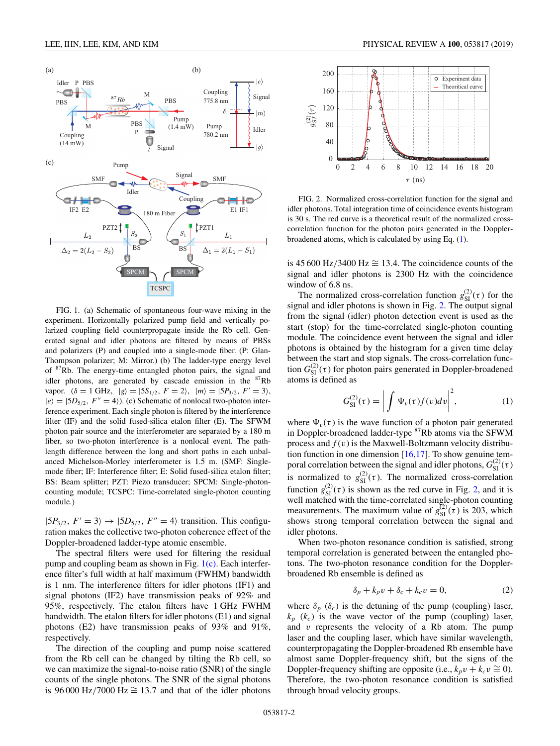FIG. 1. (a) Schematic of spontaneous four-wave mixing in the experiment. Horizontally polarized pump field and vertically polarized coupling field counterpropagate inside the Rb cell. Generated signal and idler photons are filtered by means of PBSs and polarizers (P) and coupled into a single-mode fiber. (P: Glan-Thompson polarizer; M: Mirror.) (b) The ladder-type energy level of $^{87}$Rb. The energy-time entangled photon pairs, the signal and idler photons, are generated by cascade emission in the $^{87}$Rb vapor. ($\delta = 1$ GHz, $|g\rangle = |5S_{1/2}, F = 2\rangle$, $|m\rangle = |5P_{3/2}, F' = 3\rangle$, $|e\rangle = |5D_{5/2}, F'' = 4\rangle$). (c) Schematic of nonlocal two-photon interference experiment. Each single photon is filtered by the interference filter (IF) and the solid fused-silica etalon filter (E). The SFWM photon pair source and the interferometer are separated by a 180 m fiber, so two-photon interference is a nonlocal event. The path-length difference between the long and short paths in each unbalanced Michelson-Morley interferometer is 1.5 m. (SMF: Single-mode fiber; IF: Interference filter; E: Solid fused-silica etalon filter; BS: Beam splitter; PZT: Piezo transducer; SPCM: Single-photon-counting module; TCSPC: Time-correlated single-photon counting module.)

$|5P_{3/2}, F' = 3\rangle \rightarrow |5D_{5/2}, F'' = 4\rangle$ transition. This configuration makes the collective two-photon coherence effect of the Doppler-broadened ladder-type atomic ensemble.

The spectral filters were used for filtering the residual pump and coupling beam as shown in Fig. 1(c). Each interference filter's full width at half maximum (FWHM) bandwidth is 1 nm. The interference filters for idler photons (IF1) and signal photons (IF2) have transmission peaks of 92% and 95%, respectively. The etalon filters have 1 GHz FWHM bandwidth. The etalon filters for idler photons (E1) and signal photons (E2) have transmission peaks of 93% and 91%, respectively.

The direction of the coupling and pump noise scattered from the Rb cell can be changed by tilting the Rb cell, so we can maximize the signal-to-noise ratio (SNR) of the single counts of the single photons. The SNR of the signal photons is 96 000 Hz/7000 Hz $\cong$ 13.7 and that of the idler photons is 45 600 Hz/3400 Hz $\cong$ 13.4. The coincidence counts of the signal and idler photons is 2300 Hz with the coincidence window of 6.8 ns.

FIG. 2. Normalized cross-correlation function for the signal and idler photons. Total integration time of coincidence events histogram is 30 s. The red curve is a theoretical result of the normalized cross-correlation function for the photon pairs generated in the Doppler-broadened atoms, which is calculated by using Eq. (1).

The normalized cross-correlation function $g_{\mathrm{SI}}^{(2)}(\tau)$ for the signal and idler photons is shown in Fig. 2. The output signal from the signal (idler) photon detection event is used as the start (stop) for the time-correlated single-photon counting module. The coincidence event between the signal and idler photons is obtained by the histogram for a given time delay between the start and stop signals. The cross-correlation function $G_{\mathrm{SI}}^{(2)}(\tau)$ for photon pairs generated in Doppler-broadened atoms is defined as

$$G_{\mathrm{SI}}^{(2)}(\tau) = \left| \int \Psi_v(\tau) f(v) dv \right|^2, \tag{1}$$

where $\Psi_v(\tau)$ is the wave function of a photon pair generated in Doppler-broadened ladder-type $^{87}$Rb atoms via the SFWM process and $f(v)$ is the Maxwell-Boltzmann velocity distribution function in one dimension [16,17]. To show genuine temporal correlation between the signal and idler photons, $G_{\mathrm{SI}}^{(2)}(\tau)$ is normalized to $g_{\mathrm{SI}}^{(2)}(\tau)$. The normalized cross-correlation function $g_{\mathrm{SI}}^{(2)}(\tau)$ is shown as the red curve in Fig. 2, and it is well matched with the time-correlated single-photon counting measurements. The maximum value of $g_{\mathrm{SI}}^{(2)}(\tau)$ is 203, which shows strong temporal correlation between the signal and idler photons.

When two-photon resonance condition is satisfied, strong temporal correlation is generated between the entangled photons. The two-photon resonance condition for the Doppler-broadened Rb ensemble is defined as

$$\delta_p + k_p v + \delta_c + k_c v = 0, \tag{2}$$

where $\delta_p$ ($\delta_c$) is the detuning of the pump (coupling) laser, $k_p$ ($k_c$) is the wave vector of the pump (coupling) laser, and $v$ represents the velocity of a Rb atom. The pump laser and the coupling laser, which have similar wavelength, counterpropagating the Doppler-broadened Rb ensemble have almost same Doppler-frequency shift, but the signs of the Doppler-frequency shifting are opposite (i.e., $k_p v + k_c v \cong 0$). Therefore, the two-photon resonance condition is satisfied through broad velocity groups.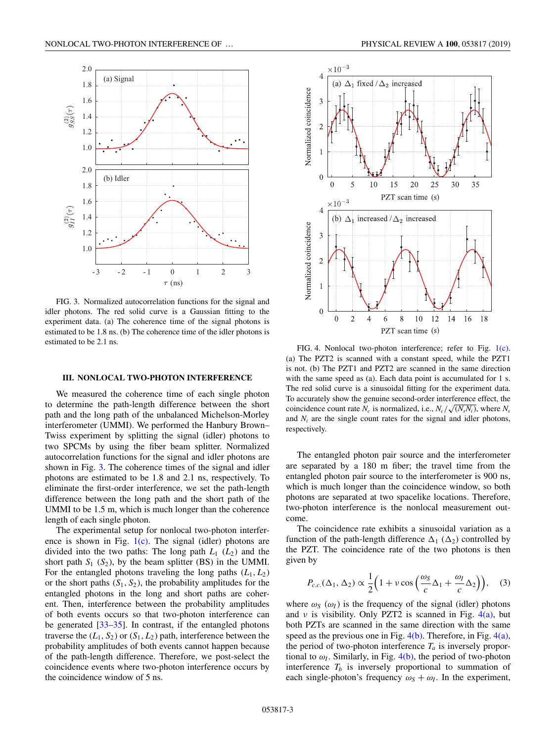FIG. 3. Normalized autocorrelation functions for the signal and idler photons. The red solid curve is a Gaussian fitting to the experiment data. (a) The coherence time of the signal photons is estimated to be 1.8 ns. (b) The coherence time of the idler photons is estimated to be 2.1 ns.

FIG. 4. Nonlocal two-photon interference; refer to Fig. 1(c). (a) The PZT2 is scanned with a constant speed, while the PZT1 is not. (b) The PZT1 and PZT2 are scanned in the same direction with the same speed as (a). Each data point is accumulated for 1 s. The red solid curve is a sinusoidal fitting for the experiment data. To accurately show the genuine second-order interference effect, the coincidence count rate $N_c$ is normalized, i.e., $N_c/\sqrt{(N_s N_i)}$, where $N_s$ and $N_i$ are the single count rates for the signal and idler photons, respectively.

## III. NONLOCAL TWO-PHOTON INTERFERENCE

We measured the coherence time of each single photon to determine the path-length difference between the short path and the long path of the unbalanced Michelson-Morley interferometer (UMMI). We performed the Hanbury Brown–Twiss experiment by splitting the signal (idler) photons to two SPCMs by using the fiber beam splitter. Normalized autocorrelation functions for the signal and idler photons are shown in Fig. 3. The coherence times of the signal and idler photons are estimated to be 1.8 and 2.1 ns, respectively. To eliminate the first-order interference, we set the path-length difference between the long path and the short path of the UMMI to be 1.5 m, which is much longer than the coherence length of each single photon.

The experimental setup for nonlocal two-photon interference is shown in Fig. 1(c). The signal (idler) photons are divided into the two paths: The long path $L_1$ ($L_2$) and the short path $S_1$ ($S_2$), by the beam splitter (BS) in the UMMI. For the entangled photons traveling the long paths ($L_1, L_2$) or the short paths ($S_1, S_2$), the probability amplitudes for the entangled photons in the long and short paths are coherent. Then, interference between the probability amplitudes of both events occur so that two-photon interference can be generated [33–35]. In contrast, if the entangled photons traverse the ($L_1, S_2$) or ($S_1, L_2$) path, interference between the probability amplitudes of both events cannot happen because of the path-length difference. Therefore, we post-select the coincidence events where two-photon interference occurs by the coincidence window of 5 ns.

The entangled photon pair source and the interferometer are separated by a 180 m fiber; the travel time from the entangled photon pair source to the interferometer is 900 ns, which is much longer than the coincidence window, so both photons are separated at two spacelike locations. Therefore, two-photon interference is the nonlocal measurement outcome.

The coincidence rate exhibits a sinusoidal variation as a function of the path-length difference $\Delta_1$ ($\Delta_2$) controlled by the PZT. The coincidence rate of the two photons is then given by

$$P_{c.c.}(\Delta_1, \Delta_2) \propto \frac{1}{2}\left(1 + \nu \cos\left(\frac{\omega_S}{c}\Delta_1 + \frac{\omega_I}{c}\Delta_2\right)\right), \quad (3)$$

where $\omega_S$ ($\omega_I$) is the frequency of the signal (idler) photons and $\nu$ is visibility. Only PZT2 is scanned in Fig. 4(a), but both PZTs are scanned in the same direction with the same speed as the previous one in Fig. 4(b). Therefore, in Fig. 4(a), the period of two-photon interference $T_a$ is inversely proportional to $\omega_I$. Similarly, in Fig. 4(b), the period of two-photon interference $T_b$ is inversely proportional to summation of each single-photon's frequency $\omega_S + \omega_I$. In the experiment,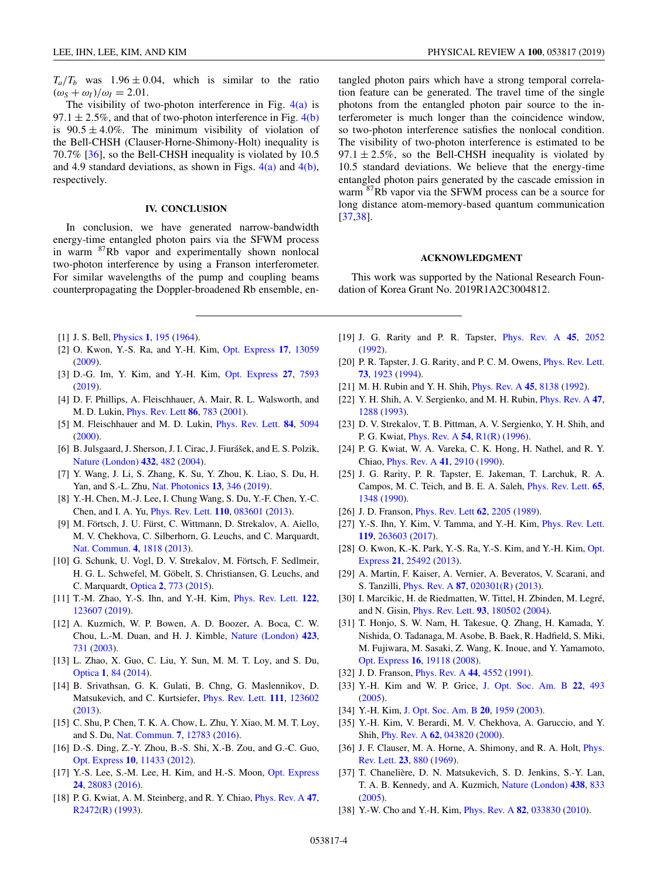$T_a/T_b$ was $1.96 \pm 0.04$, which is similar to the ratio $(\omega_S + \omega_I)/\omega_I = 2.01$.

The visibility of two-photon interference in Fig. 4(a) is $97.1 \pm 2.5\%$, and that of two-photon interference in Fig. 4(b) is $90.5 \pm 4.0\%$. The minimum visibility of violation of the Bell-CHSH (Clauser-Horne-Shimony-Holt) inequality is 70.7% [36], so the Bell-CHSH inequality is violated by 10.5 and 4.9 standard deviations, as shown in Figs. 4(a) and 4(b), respectively.

## IV. CONCLUSION

In conclusion, we have generated narrow-bandwidth energy-time entangled photon pairs via the SFWM process in warm $^{87}$Rb vapor and experimentally shown nonlocal two-photon interference by using a Franson interferometer. For similar wavelengths of the pump and coupling beams counterpropagating the Doppler-broadened Rb ensemble, entangled photon pairs which have a strong temporal correlation feature can be generated. The travel time of the single photons from the entangled photon pair source to the interferometer is much longer than the coincidence window, so two-photon interference satisfies the nonlocal condition. The visibility of two-photon interference is estimated to be $97.1 \pm 2.5\%$, so the Bell-CHSH inequality is violated by 10.5 standard deviations. We believe that the energy-time entangled photon pairs generated by the cascade emission in warm $^{87}$Rb vapor via the SFWM process can be a source for long distance atom-memory-based quantum communication [37,38].

## ACKNOWLEDGMENT

This work was supported by the National Research Foundation of Korea Grant No. 2019R1A2C3004812.

---

[1] J. S. Bell, Physics **1**, 195 (1964).

[2] O. Kwon, Y.-S. Ra, and Y.-H. Kim, Opt. Express **17**, 13059 (2009).

[3] D.-G. Im, Y. Kim, and Y.-H. Kim, Opt. Express **27**, 7593 (2019).

[4] D. F. Phillips, A. Fleischhauer, A. Mair, R. L. Walsworth, and M. D. Lukin, Phys. Rev. Lett **86**, 783 (2001).

[5] M. Fleischhauer and M. D. Lukin, Phys. Rev. Lett. **84**, 5094 (2000).

[6] B. Julsgaard, J. Sherson, J. I. Cirac, J. Fiurášek, and E. S. Polzik, Nature (London) **432**, 482 (2004).

[7] Y. Wang, J. Li, S. Zhang, K. Su, Y. Zhou, K. Liao, S. Du, H. Yan, and S.-L. Zhu, Nat. Photonics **13**, 346 (2019).

[8] Y.-H. Chen, M.-J. Lee, I. Chung Wang, S. Du, Y.-F. Chen, Y.-C. Chen, and I. A. Yu, Phys. Rev. Lett. **110**, 083601 (2013).

[9] M. Förtsch, J. U. Fürst, C. Wittmann, D. Strekalov, A. Aiello, M. V. Chekhova, C. Silberhorn, G. Leuchs, and C. Marquardt, Nat. Commun. **4**, 1818 (2013).

[10] G. Schunk, U. Vogl, D. V. Strekalov, M. Förtsch, F. Sedlmeir, H. G. L. Schwefel, M. Göbelt, S. Christiansen, G. Leuchs, and C. Marquardt, Optica **2**, 773 (2015).

[11] T.-M. Zhao, Y.-S. Ihn, and Y.-H. Kim, Phys. Rev. Lett. **122**, 123607 (2019).

[12] A. Kuzmich, W. P. Bowen, A. D. Boozer, A. Boca, C. W. Chou, L.-M. Duan, and H. J. Kimble, Nature (London) **423**, 731 (2003).

[13] L. Zhao, X. Guo, C. Liu, Y. Sun, M. M. T. Loy, and S. Du, Optica **1**, 84 (2014).

[14] B. Srivathsan, G. K. Gulati, B. Chng, G. Maslennikov, D. Matsukevich, and C. Kurtsiefer, Phys. Rev. Lett. **111**, 123602 (2013).

[15] C. Shu, P. Chen, T. K. A. Chow, L. Zhu, Y. Xiao, M. M. T. Loy, and S. Du, Nat. Commun. **7**, 12783 (2016).

[16] D.-S. Ding, Z.-Y. Zhou, B.-S. Shi, X.-B. Zou, and G.-C. Guo, Opt. Express **10**, 11433 (2012).

[17] Y.-S. Lee, S.-M. Lee, H. Kim, and H.-S. Moon, Opt. Express **24**, 28083 (2016).

[18] P. G. Kwiat, A. M. Steinberg, and R. Y. Chiao, Phys. Rev. A **47**, R2472(R) (1993).

[19] J. G. Rarity and P. R. Tapster, Phys. Rev. A **45**, 2052 (1992).

[20] P. R. Tapster, J. G. Rarity, and P. C. M. Owens, Phys. Rev. Lett. **73**, 1923 (1994).

[21] M. H. Rubin and Y. H. Shih, Phys. Rev. A **45**, 8138 (1992).

[22] Y. H. Shih, A. V. Sergienko, and M. H. Rubin, Phys. Rev. A **47**, 1288 (1993).

[23] D. V. Strekalov, T. B. Pittman, A. V. Sergienko, Y. H. Shih, and P. G. Kwiat, Phys. Rev. A **54**, R1(R) (1996).

[24] P. G. Kwiat, W. A. Vareka, C. K. Hong, H. Nathel, and R. Y. Chiao, Phys. Rev. A **41**, 2910 (1990).

[25] J. G. Rarity, P. R. Tapster, E. Jakeman, T. Larchuk, R. A. Campos, M. C. Teich, and B. E. A. Saleh, Phys. Rev. Lett. **65**, 1348 (1990).

[26] J. D. Franson, Phys. Rev. Lett **62**, 2205 (1989).

[27] Y.-S. Ihn, Y. Kim, V. Tamma, and Y.-H. Kim, Phys. Rev. Lett. **119**, 263603 (2017).

[28] O. Kwon, K.-K. Park, Y.-S. Ra, Y.-S. Kim, and Y.-H. Kim, Opt. Express **21**, 25492 (2013).

[29] A. Martin, F. Kaiser, A. Vernier, A. Beveratos, V. Scarani, and S. Tanzilli, Phys. Rev. A **87**, 020301(R) (2013).

[30] I. Marcikic, H. de Riedmatten, W. Tittel, H. Zbinden, M. Legré, and N. Gisin, Phys. Rev. Lett. **93**, 180502 (2004).

[31] T. Honjo, S. W. Nam, H. Takesue, Q. Zhang, H. Kamada, Y. Nishida, O. Tadanaga, M. Asobe, B. Baek, R. Hadfield, S. Miki, M. Fujiwara, M. Sasaki, Z. Wang, K. Inoue, and Y. Yamamoto, Opt. Express **16**, 19118 (2008).

[32] J. D. Franson, Phys. Rev. A **44**, 4552 (1991).

[33] Y.-H. Kim and W. P. Grice, J. Opt. Soc. Am. B **22**, 493 (2005).

[34] Y.-H. Kim, J. Opt. Soc. Am. B **20**, 1959 (2003).

[35] Y.-H. Kim, V. Berardi, M. V. Chekhova, A. Garuccio, and Y. Shih, Phy. Rev. A **62**, 043820 (2000).

[36] J. F. Clauser, M. A. Horne, A. Shimony, and R. A. Holt, Phys. Rev. Lett. **23**, 880 (1969).

[37] T. Chanelière, D. N. Matsukevich, S. D. Jenkins, S.-Y. Lan, T. A. B. Kennedy, and A. Kuzmich, Nature (London) **438**, 833 (2005).

[38] Y.-W. Cho and Y.-H. Kim, Phys. Rev. A **82**, 033830 (2010).